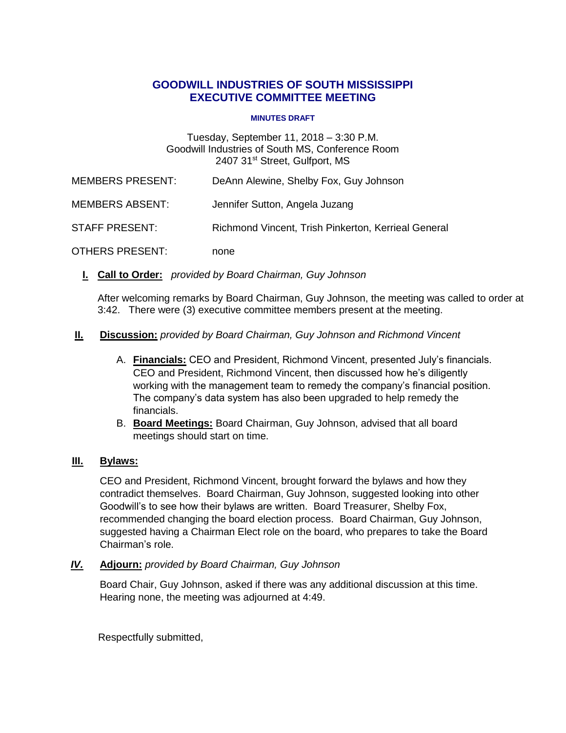# GOODWILL INDUSTRIES OF SOUTH MISSISSIPPI
# EXECUTIVE COMMITTEE MEETING

**MINUTES DRAFT**

Tuesday, September 11, 2018 – 3:30 P.M.
Goodwill Industries of South MS, Conference Room
2407 31st Street, Gulfport, MS

MEMBERS PRESENT: DeAnn Alewine, Shelby Fox, Guy Johnson

MEMBERS ABSENT: Jennifer Sutton, Angela Juzang

STAFF PRESENT: Richmond Vincent, Trish Pinkerton, Kerrieal General

OTHERS PRESENT: none

**I. Call to Order:** *provided by Board Chairman, Guy Johnson*

After welcoming remarks by Board Chairman, Guy Johnson, the meeting was called to order at 3:42. There were (3) executive committee members present at the meeting.

**II. Discussion:** *provided by Board Chairman, Guy Johnson and Richmond Vincent*

A. **Financials:** CEO and President, Richmond Vincent, presented July's financials. CEO and President, Richmond Vincent, then discussed how he's diligently working with the management team to remedy the company's financial position. The company's data system has also been upgraded to help remedy the financials.

B. **Board Meetings:** Board Chairman, Guy Johnson, advised that all board meetings should start on time.

**III. Bylaws:**

CEO and President, Richmond Vincent, brought forward the bylaws and how they contradict themselves. Board Chairman, Guy Johnson, suggested looking into other Goodwill's to see how their bylaws are written. Board Treasurer, Shelby Fox, recommended changing the board election process. Board Chairman, Guy Johnson, suggested having a Chairman Elect role on the board, who prepares to take the Board Chairman's role.

***IV.*** **Adjourn:** *provided by Board Chairman, Guy Johnson*

Board Chair, Guy Johnson, asked if there was any additional discussion at this time. Hearing none, the meeting was adjourned at 4:49.

Respectfully submitted,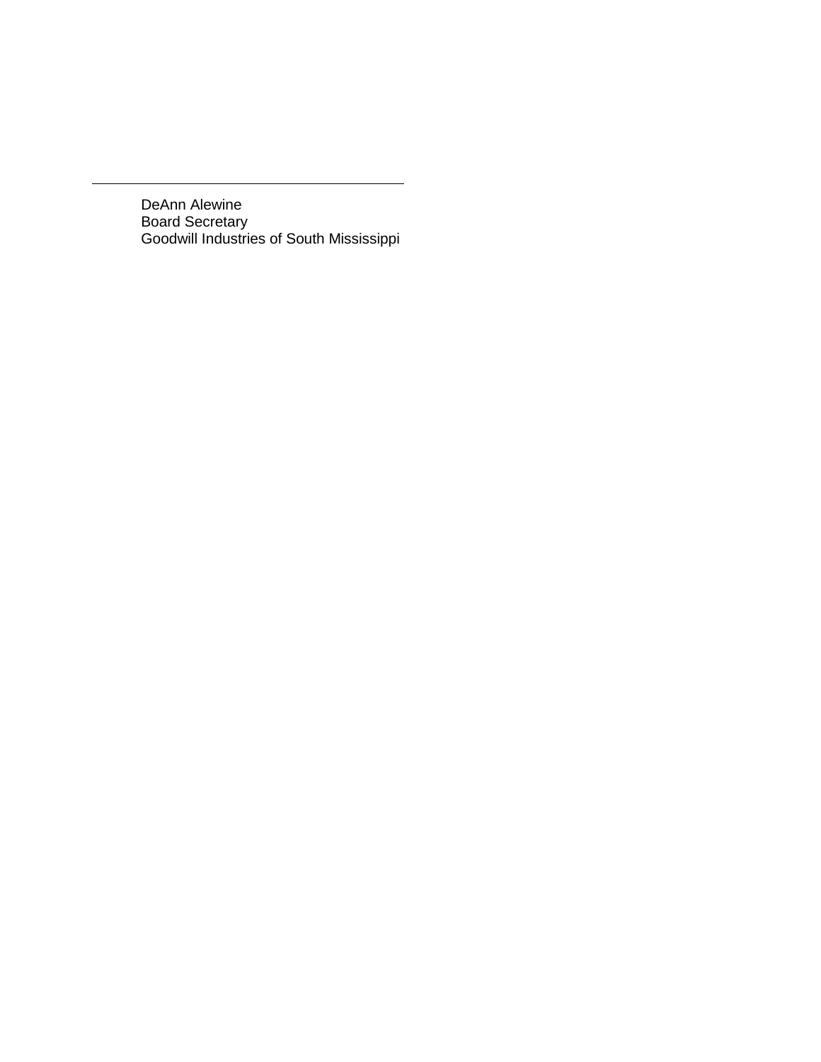\_\_\_\_\_\_\_\_\_\_\_\_\_\_\_\_\_\_\_\_\_\_\_\_\_\_\_\_\_\_\_\_\_\_\_\_\_\_\_\_

DeAnn Alewine
Board Secretary
Goodwill Industries of South Mississippi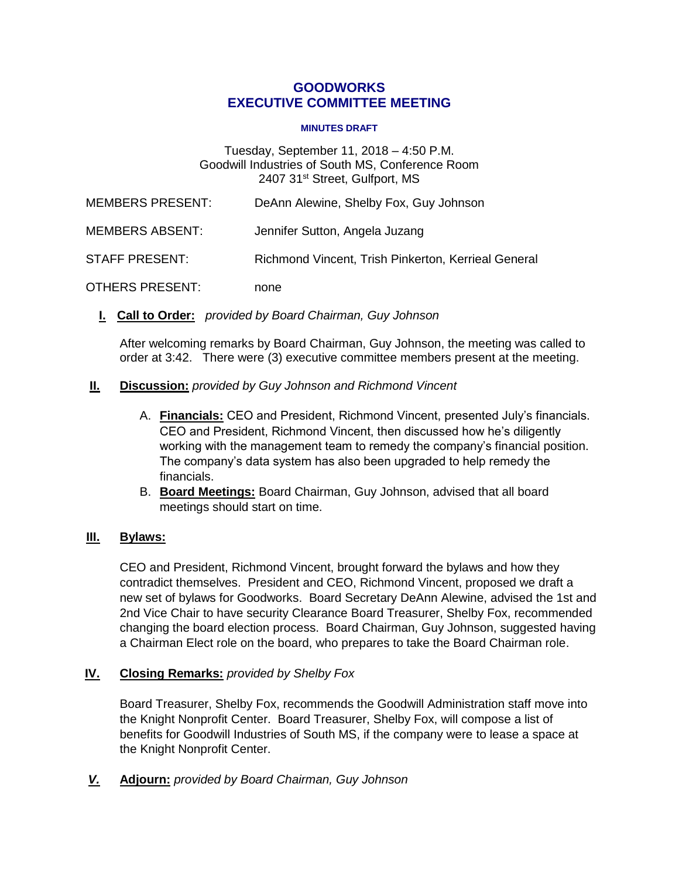# GOODWORKS
# EXECUTIVE COMMITTEE MEETING

**MINUTES DRAFT**

Tuesday, September 11, 2018 – 4:50 P.M.
Goodwill Industries of South MS, Conference Room
2407 31st Street, Gulfport, MS

MEMBERS PRESENT: DeAnn Alewine, Shelby Fox, Guy Johnson

MEMBERS ABSENT: Jennifer Sutton, Angela Juzang

STAFF PRESENT: Richmond Vincent, Trish Pinkerton, Kerrieal General

OTHERS PRESENT: none

**I. Call to Order:** *provided by Board Chairman, Guy Johnson*

After welcoming remarks by Board Chairman, Guy Johnson, the meeting was called to order at 3:42. There were (3) executive committee members present at the meeting.

**II. Discussion:** *provided by Guy Johnson and Richmond Vincent*

A. **Financials:** CEO and President, Richmond Vincent, presented July's financials. CEO and President, Richmond Vincent, then discussed how he's diligently working with the management team to remedy the company's financial position. The company's data system has also been upgraded to help remedy the financials.

B. **Board Meetings:** Board Chairman, Guy Johnson, advised that all board meetings should start on time.

**III. Bylaws:**

CEO and President, Richmond Vincent, brought forward the bylaws and how they contradict themselves. President and CEO, Richmond Vincent, proposed we draft a new set of bylaws for Goodworks. Board Secretary DeAnn Alewine, advised the 1st and 2nd Vice Chair to have security Clearance Board Treasurer, Shelby Fox, recommended changing the board election process. Board Chairman, Guy Johnson, suggested having a Chairman Elect role on the board, who prepares to take the Board Chairman role.

**IV. Closing Remarks:** *provided by Shelby Fox*

Board Treasurer, Shelby Fox, recommends the Goodwill Administration staff move into the Knight Nonprofit Center. Board Treasurer, Shelby Fox, will compose a list of benefits for Goodwill Industries of South MS, if the company were to lease a space at the Knight Nonprofit Center.

***V.*** **Adjourn:** *provided by Board Chairman, Guy Johnson*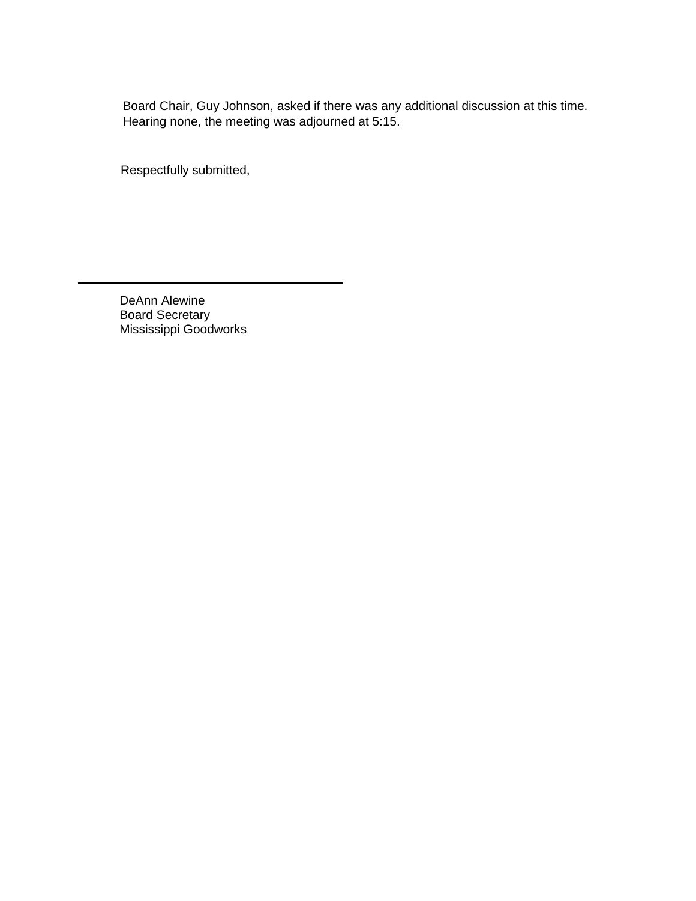Board Chair, Guy Johnson, asked if there was any additional discussion at this time. Hearing none, the meeting was adjourned at 5:15.

Respectfully submitted,

\_\_\_\_\_\_\_\_\_\_\_\_\_\_\_\_\_\_\_\_\_\_\_\_\_\_\_\_\_\_\_\_\_\_\_\_

DeAnn Alewine
Board Secretary
Mississippi Goodworks